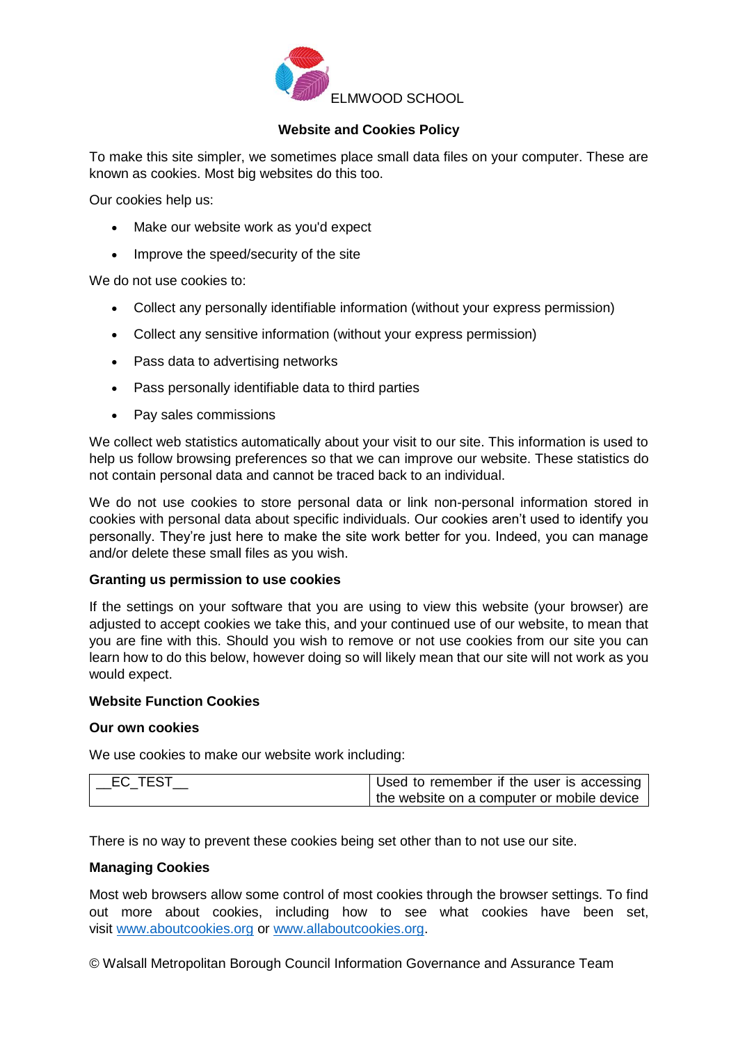ELMWOOD SCHOOL

## Website and Cookies Policy

To make this site simpler, we sometimes place small data files on your computer. These are known as cookies. Most big websites do this too.

Our cookies help us:

- Make our website work as you'd expect
- Improve the speed/security of the site

We do not use cookies to:

- Collect any personally identifiable information (without your express permission)
- Collect any sensitive information (without your express permission)
- Pass data to advertising networks
- Pass personally identifiable data to third parties
- Pay sales commissions

We collect web statistics automatically about your visit to our site. This information is used to help us follow browsing preferences so that we can improve our website. These statistics do not contain personal data and cannot be traced back to an individual.

We do not use cookies to store personal data or link non-personal information stored in cookies with personal data about specific individuals. Our cookies aren't used to identify you personally. They're just here to make the site work better for you. Indeed, you can manage and/or delete these small files as you wish.

### Granting us permission to use cookies

If the settings on your software that you are using to view this website (your browser) are adjusted to accept cookies we take this, and your continued use of our website, to mean that you are fine with this. Should you wish to remove or not use cookies from our site you can learn how to do this below, however doing so will likely mean that our site will not work as you would expect.

### Website Function Cookies

### Our own cookies

We use cookies to make our website work including:

| | |
|---|---|
| __EC_TEST__ | Used to remember if the user is accessing the website on a computer or mobile device |

There is no way to prevent these cookies being set other than to not use our site.

### Managing Cookies

Most web browsers allow some control of most cookies through the browser settings. To find out more about cookies, including how to see what cookies have been set, visit [www.aboutcookies.org](http://www.aboutcookies.org) or [www.allaboutcookies.org](http://www.allaboutcookies.org).

© Walsall Metropolitan Borough Council Information Governance and Assurance Team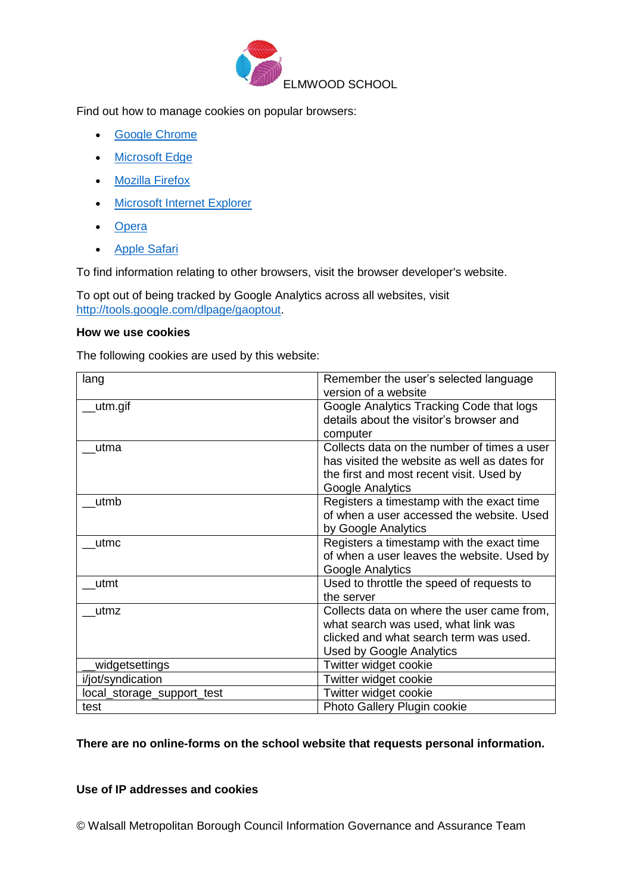ELMWOOD SCHOOL

Find out how to manage cookies on popular browsers:

- Google Chrome
- Microsoft Edge
- Mozilla Firefox
- Microsoft Internet Explorer
- Opera
- Apple Safari

To find information relating to other browsers, visit the browser developer's website.

To opt out of being tracked by Google Analytics across all websites, visit http://tools.google.com/dlpage/gaoptout.

**How we use cookies**

The following cookies are used by this website:

| | |
|---|---|
| lang | Remember the user's selected language version of a website |
| __utm.gif | Google Analytics Tracking Code that logs details about the visitor's browser and computer |
| __utma | Collects data on the number of times a user has visited the website as well as dates for the first and most recent visit. Used by Google Analytics |
| __utmb | Registers a timestamp with the exact time of when a user accessed the website. Used by Google Analytics |
| __utmc | Registers a timestamp with the exact time of when a user leaves the website. Used by Google Analytics |
| __utmt | Used to throttle the speed of requests to the server |
| __utmz | Collects data on where the user came from, what search was used, what link was clicked and what search term was used. Used by Google Analytics |
| __widgetsettings | Twitter widget cookie |
| i/jot/syndication | Twitter widget cookie |
| local_storage_support_test | Twitter widget cookie |
| test | Photo Gallery Plugin cookie |

**There are no online-forms on the school website that requests personal information.**

**Use of IP addresses and cookies**

© Walsall Metropolitan Borough Council Information Governance and Assurance Team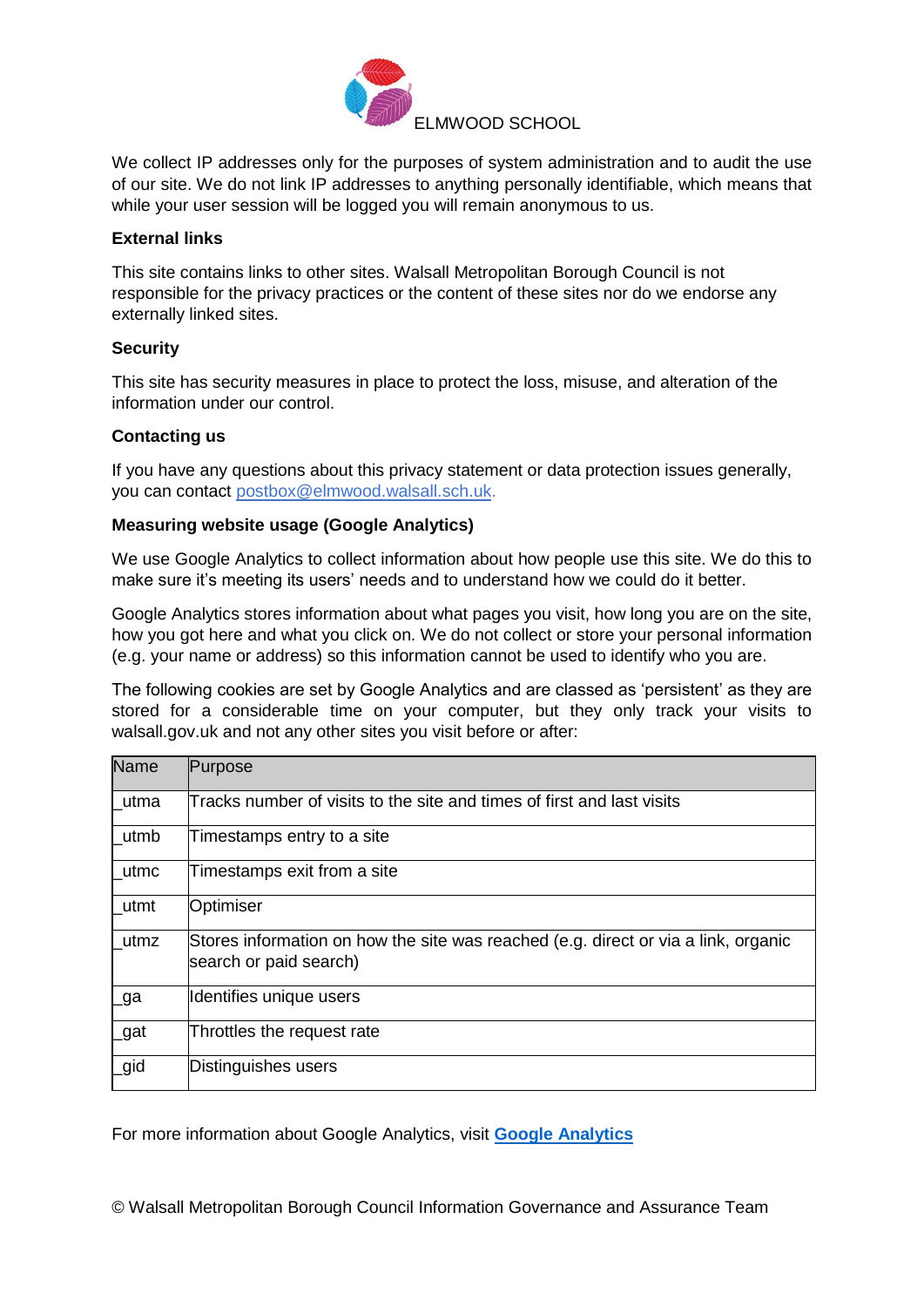We collect IP addresses only for the purposes of system administration and to audit the use of our site. We do not link IP addresses to anything personally identifiable, which means that while your user session will be logged you will remain anonymous to us.

**External links**

This site contains links to other sites. Walsall Metropolitan Borough Council is not responsible for the privacy practices or the content of these sites nor do we endorse any externally linked sites.

**Security**

This site has security measures in place to protect the loss, misuse, and alteration of the information under our control.

**Contacting us**

If you have any questions about this privacy statement or data protection issues generally, you can contact postbox@elmwood.walsall.sch.uk.

**Measuring website usage (Google Analytics)**

We use Google Analytics to collect information about how people use this site. We do this to make sure it's meeting its users' needs and to understand how we could do it better.

Google Analytics stores information about what pages you visit, how long you are on the site, how you got here and what you click on. We do not collect or store your personal information (e.g. your name or address) so this information cannot be used to identify who you are.

The following cookies are set by Google Analytics and are classed as 'persistent' as they are stored for a considerable time on your computer, but they only track your visits to walsall.gov.uk and not any other sites you visit before or after:

| Name | Purpose |
|---|---|
| _utma | Tracks number of visits to the site and times of first and last visits |
| _utmb | Timestamps entry to a site |
| _utmc | Timestamps exit from a site |
| _utmt | Optimiser |
| _utmz | Stores information on how the site was reached (e.g. direct or via a link, organic search or paid search) |
| _ga | Identifies unique users |
| _gat | Throttles the request rate |
| _gid | Distinguishes users |

For more information about Google Analytics, visit **Google Analytics**

© Walsall Metropolitan Borough Council Information Governance and Assurance Team